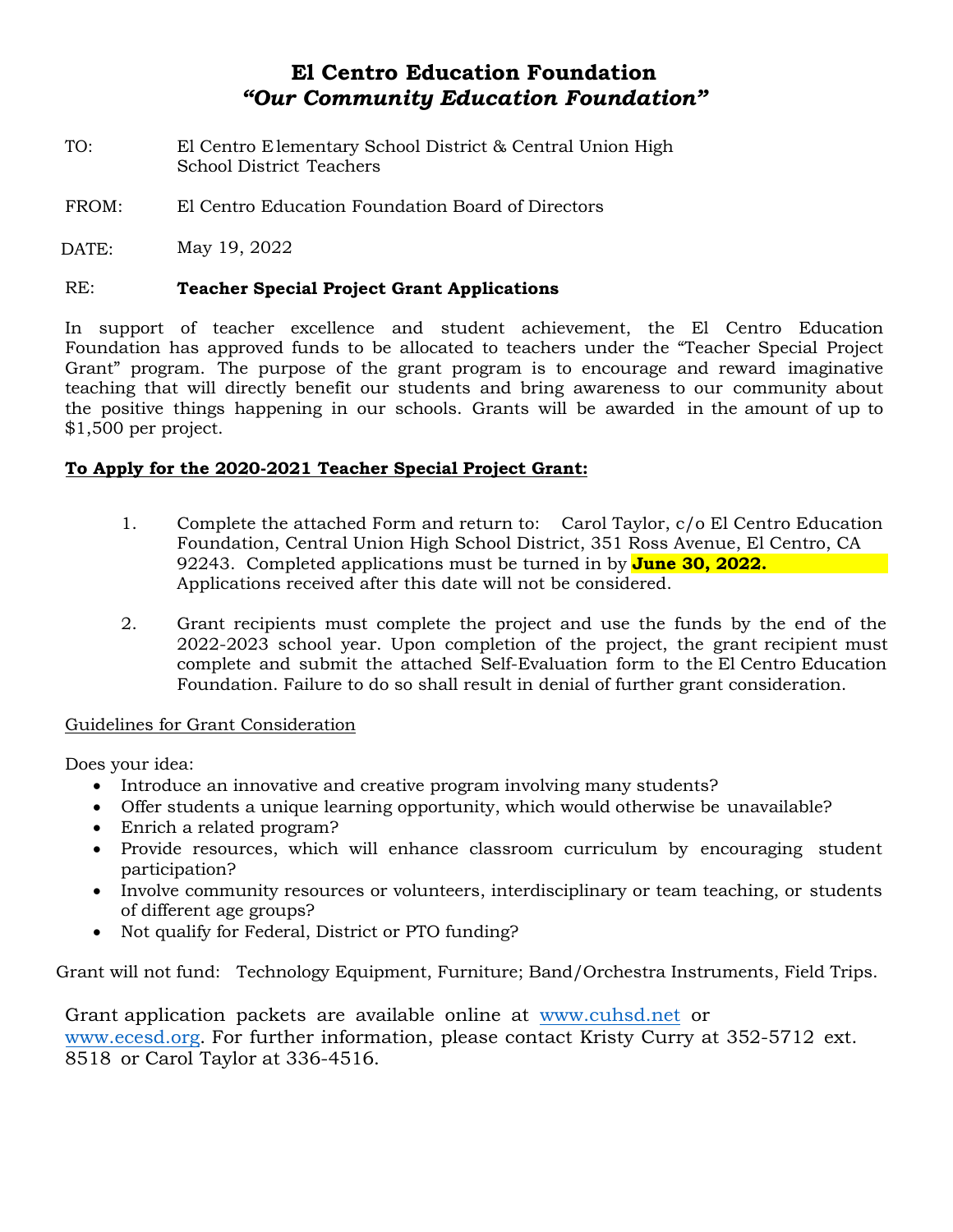# El Centro Education Foundation
## *"Our Community Education Foundation"*

TO: El Centro Elementary School District & Central Union High School District Teachers

FROM: El Centro Education Foundation Board of Directors

DATE: May 19, 2022

RE: **Teacher Special Project Grant Applications**

In support of teacher excellence and student achievement, the El Centro Education Foundation has approved funds to be allocated to teachers under the "Teacher Special Project Grant" program. The purpose of the grant program is to encourage and reward imaginative teaching that will directly benefit our students and bring awareness to our community about the positive things happening in our schools. Grants will be awarded in the amount of up to $1,500 per project.

**To Apply for the 2020-2021 Teacher Special Project Grant:**

1. Complete the attached Form and return to: Carol Taylor, c/o El Centro Education Foundation, Central Union High School District, 351 Ross Avenue, El Centro, CA 92243. Completed applications must be turned in by **June 30, 2022.** Applications received after this date will not be considered.

2. Grant recipients must complete the project and use the funds by the end of the 2022-2023 school year. Upon completion of the project, the grant recipient must complete and submit the attached Self-Evaluation form to the El Centro Education Foundation. Failure to do so shall result in denial of further grant consideration.

Guidelines for Grant Consideration

Does your idea:

- Introduce an innovative and creative program involving many students?
- Offer students a unique learning opportunity, which would otherwise be unavailable?
- Enrich a related program?
- Provide resources, which will enhance classroom curriculum by encouraging student participation?
- Involve community resources or volunteers, interdisciplinary or team teaching, or students of different age groups?
- Not qualify for Federal, District or PTO funding?

Grant will not fund: Technology Equipment, Furniture; Band/Orchestra Instruments, Field Trips.

Grant application packets are available online at www.cuhsd.net or www.ecesd.org. For further information, please contact Kristy Curry at 352-5712 ext. 8518 or Carol Taylor at 336-4516.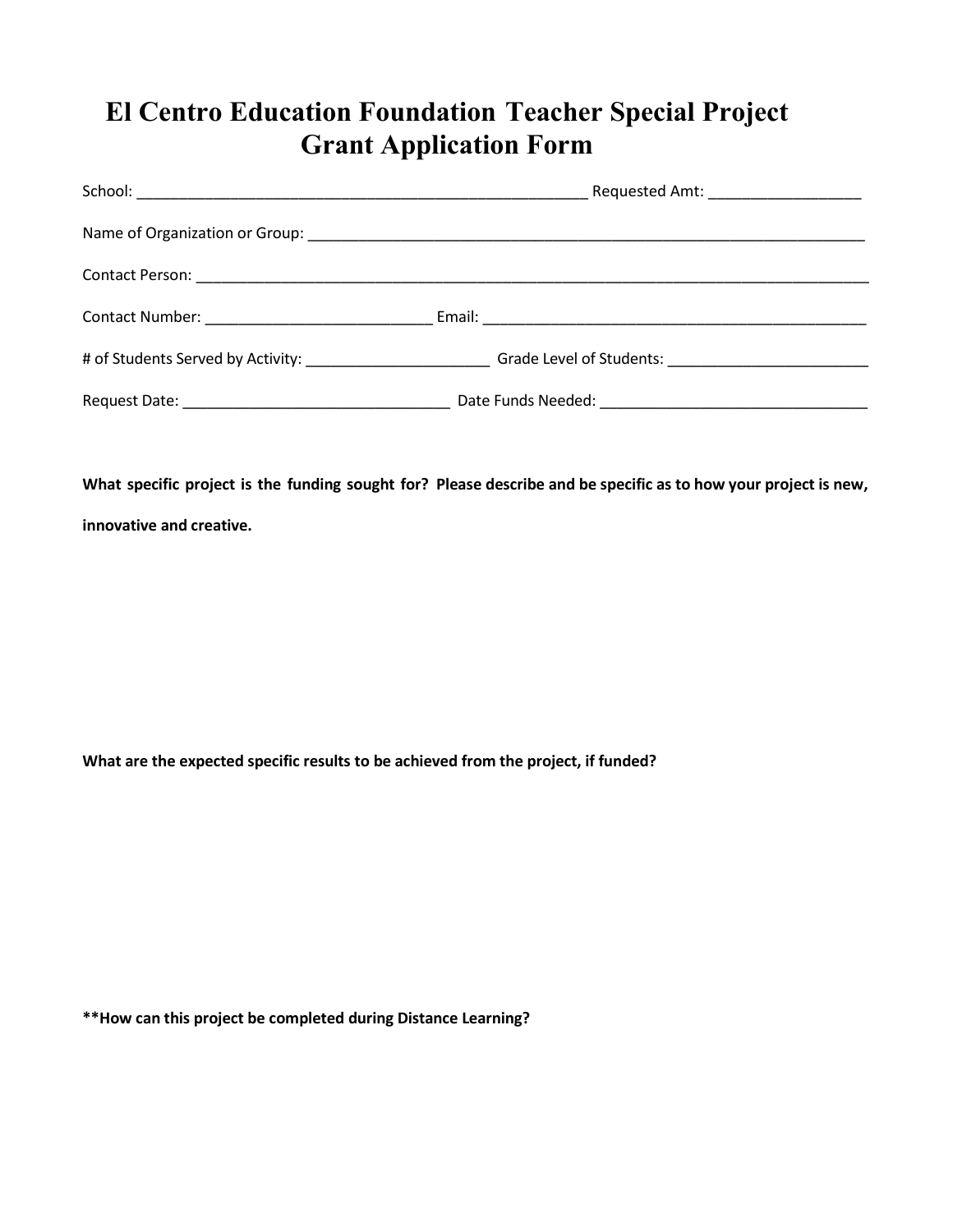# El Centro Education Foundation Teacher Special Project Grant Application Form

School: _______________________________________________________ Requested Amt: __________________

Name of Organization or Group: ______________________________________________________________________

Contact Person: ___________________________________________________________________________________

Contact Number: ___________________________ Email: _______________________________________________

# of Students Served by Activity: ______________________ Grade Level of Students: ________________________

Request Date: ________________________________ Date Funds Needed: ________________________________

**What specific project is the funding sought for? Please describe and be specific as to how your project is new, innovative and creative.**

**What are the expected specific results to be achieved from the project, if funded?**

****How can this project be completed during Distance Learning?**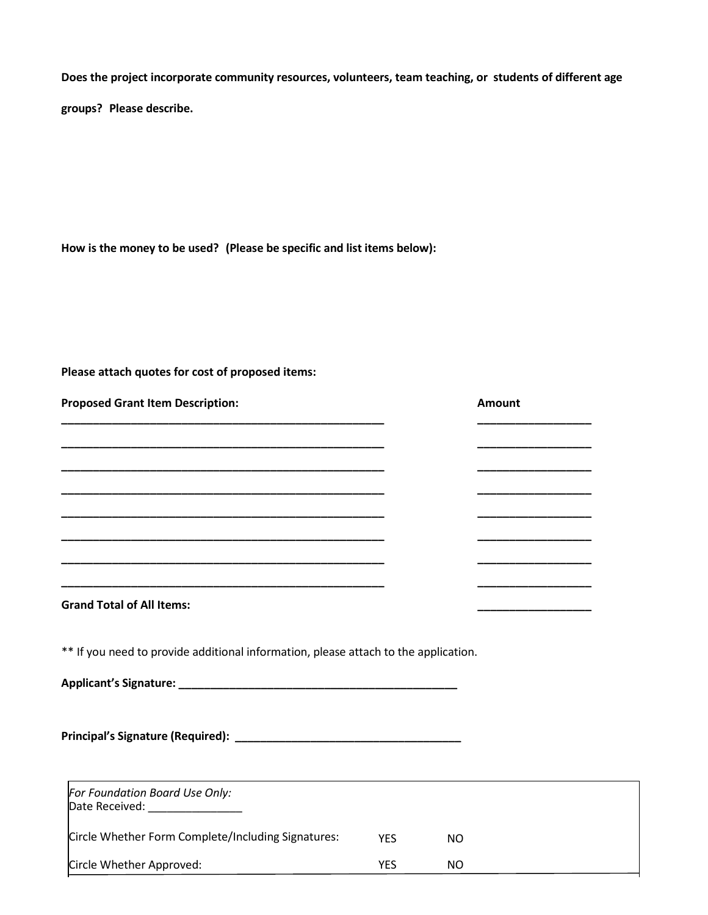**Does the project incorporate community resources, volunteers, team teaching, or students of different age groups? Please describe.**

**How is the money to be used? (Please be specific and list items below):**

**Please attach quotes for cost of proposed items:**

| **Proposed Grant Item Description:** | **Amount** |
| --- | --- |
| ______________________________________________ | ________________ |
| ______________________________________________ | ________________ |
| ______________________________________________ | ________________ |
| ______________________________________________ | ________________ |
| ______________________________________________ | ________________ |
| ______________________________________________ | ________________ |
| ______________________________________________ | ________________ |
| ______________________________________________ | ________________ |
| **Grand Total of All Items:** | ________________ |

** If you need to provide additional information, please attach to the application.

**Applicant's Signature: ________________________________________**

**Principal's Signature (Required): ________________________________**

| | | |
| --- | --- | --- |
| *For Foundation Board Use Only:*<br>Date Received: _______________ | | |
| Circle Whether Form Complete/Including Signatures: | YES | NO |
| Circle Whether Approved: | YES | NO |